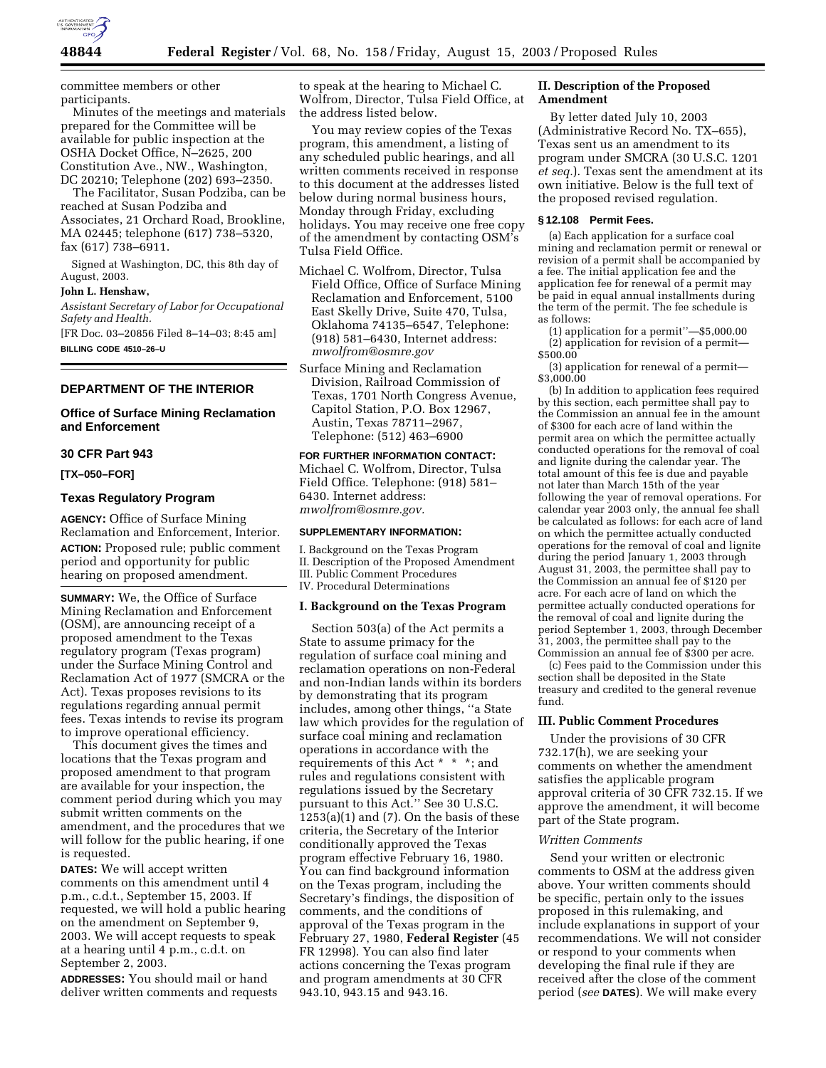committee members or other participants.

Minutes of the meetings and materials prepared for the Committee will be available for public inspection at the OSHA Docket Office, N–2625, 200 Constitution Ave., NW., Washington, DC 20210; Telephone (202) 693–2350.

The Facilitator, Susan Podziba, can be reached at Susan Podziba and Associates, 21 Orchard Road, Brookline, MA 02445; telephone (617) 738–5320, fax (617) 738–6911.

Signed at Washington, DC, this 8th day of August, 2003.

**John L. Henshaw,**

*Assistant Secretary of Labor for Occupational Safety and Health.*

[FR Doc. 03–20856 Filed 8–14–03; 8:45 am]

**BILLING CODE 4510–26–U**

---

## DEPARTMENT OF THE INTERIOR

### Office of Surface Mining Reclamation and Enforcement

### 30 CFR Part 943

**[TX–050–FOR]**

### Texas Regulatory Program

**AGENCY:** Office of Surface Mining Reclamation and Enforcement, Interior.

**ACTION:** Proposed rule; public comment period and opportunity for public hearing on proposed amendment.

**SUMMARY:** We, the Office of Surface Mining Reclamation and Enforcement (OSM), are announcing receipt of a proposed amendment to the Texas regulatory program (Texas program) under the Surface Mining Control and Reclamation Act of 1977 (SMCRA or the Act). Texas proposes revisions to its regulations regarding annual permit fees. Texas intends to revise its program to improve operational efficiency.

This document gives the times and locations that the Texas program and proposed amendment to that program are available for your inspection, the comment period during which you may submit written comments on the amendment, and the procedures that we will follow for the public hearing, if one is requested.

**DATES:** We will accept written comments on this amendment until 4 p.m., c.d.t., September 15, 2003. If requested, we will hold a public hearing on the amendment on September 9, 2003. We will accept requests to speak at a hearing until 4 p.m., c.d.t. on September 2, 2003.

**ADDRESSES:** You should mail or hand deliver written comments and requests to speak at the hearing to Michael C. Wolfrom, Director, Tulsa Field Office, at the address listed below.

You may review copies of the Texas program, this amendment, a listing of any scheduled public hearings, and all written comments received in response to this document at the addresses listed below during normal business hours, Monday through Friday, excluding holidays. You may receive one free copy of the amendment by contacting OSM's Tulsa Field Office.

Michael C. Wolfrom, Director, Tulsa Field Office, Office of Surface Mining Reclamation and Enforcement, 5100 East Skelly Drive, Suite 470, Tulsa, Oklahoma 74135–6547, Telephone: (918) 581–6430, Internet address: *mwolfrom@osmre.gov*

Surface Mining and Reclamation Division, Railroad Commission of Texas, 1701 North Congress Avenue, Capitol Station, P.O. Box 12967, Austin, Texas 78711–2967, Telephone: (512) 463–6900

**FOR FURTHER INFORMATION CONTACT:** Michael C. Wolfrom, Director, Tulsa Field Office. Telephone: (918) 581–6430. Internet address: *mwolfrom@osmre.gov*.

**SUPPLEMENTARY INFORMATION:**

I. Background on the Texas Program
II. Description of the Proposed Amendment
III. Public Comment Procedures
IV. Procedural Determinations

### I. Background on the Texas Program

Section 503(a) of the Act permits a State to assume primacy for the regulation of surface coal mining and reclamation operations on non-Federal and non-Indian lands within its borders by demonstrating that its program includes, among other things, ''a State law which provides for the regulation of surface coal mining and reclamation operations in accordance with the requirements of this Act * * *; and rules and regulations consistent with regulations issued by the Secretary pursuant to this Act.'' See 30 U.S.C. 1253(a)(1) and (7). On the basis of these criteria, the Secretary of the Interior conditionally approved the Texas program effective February 16, 1980. You can find background information on the Texas program, including the Secretary's findings, the disposition of comments, and the conditions of approval of the Texas program in the February 27, 1980, **Federal Register** (45 FR 12998). You can also find later actions concerning the Texas program and program amendments at 30 CFR 943.10, 943.15 and 943.16.

### II. Description of the Proposed Amendment

By letter dated July 10, 2003 (Administrative Record No. TX–655), Texas sent us an amendment to its program under SMCRA (30 U.S.C. 1201 *et seq.*). Texas sent the amendment at its own initiative. Below is the full text of the proposed revised regulation.

**§ 12.108 Permit Fees.**

(a) Each application for a surface coal mining and reclamation permit or renewal or revision of a permit shall be accompanied by a fee. The initial application fee and the application fee for renewal of a permit may be paid in equal annual installments during the term of the permit. The fee schedule is as follows:

(1) application for a permit''—$5,000.00

(2) application for revision of a permit—$500.00

(3) application for renewal of a permit—$3,000.00

(b) In addition to application fees required by this section, each permittee shall pay to the Commission an annual fee in the amount of $300 for each acre of land within the permit area on which the permittee actually conducted operations for the removal of coal and lignite during the calendar year. The total amount of this fee is due and payable not later than March 15th of the year following the year of removal operations. For calendar year 2003 only, the annual fee shall be calculated as follows: for each acre of land on which the permittee actually conducted operations for the removal of coal and lignite during the period January 1, 2003 through August 31, 2003, the permittee shall pay to the Commission an annual fee of $120 per acre. For each acre of land on which the permittee actually conducted operations for the removal of coal and lignite during the period September 1, 2003, through December 31, 2003, the permittee shall pay to the Commission an annual fee of $300 per acre.

(c) Fees paid to the Commission under this section shall be deposited in the State treasury and credited to the general revenue fund.

### III. Public Comment Procedures

Under the provisions of 30 CFR 732.17(h), we are seeking your comments on whether the amendment satisfies the applicable program approval criteria of 30 CFR 732.15. If we approve the amendment, it will become part of the State program.

*Written Comments*

Send your written or electronic comments to OSM at the address given above. Your written comments should be specific, pertain only to the issues proposed in this rulemaking, and include explanations in support of your recommendations. We will not consider or respond to your comments when developing the final rule if they are received after the close of the comment period (*see* **DATES**). We will make every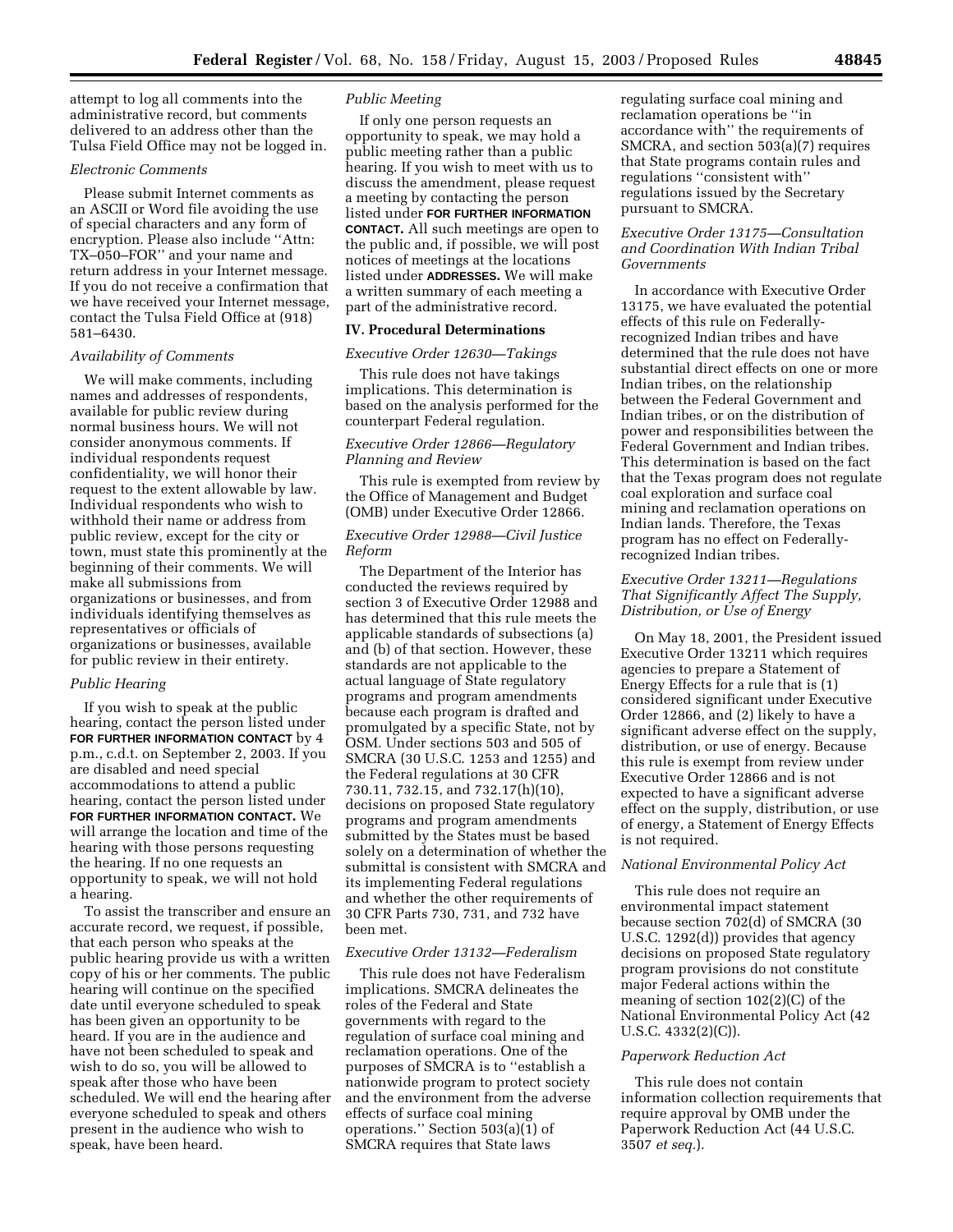attempt to log all comments into the administrative record, but comments delivered to an address other than the Tulsa Field Office may not be logged in.

*Electronic Comments*

Please submit Internet comments as an ASCII or Word file avoiding the use of special characters and any form of encryption. Please also include ''Attn: TX–050–FOR'' and your name and return address in your Internet message. If you do not receive a confirmation that we have received your Internet message, contact the Tulsa Field Office at (918) 581–6430.

*Availability of Comments*

We will make comments, including names and addresses of respondents, available for public review during normal business hours. We will not consider anonymous comments. If individual respondents request confidentiality, we will honor their request to the extent allowable by law. Individual respondents who wish to withhold their name or address from public review, except for the city or town, must state this prominently at the beginning of their comments. We will make all submissions from organizations or businesses, and from individuals identifying themselves as representatives or officials of organizations or businesses, available for public review in their entirety.

*Public Hearing*

If you wish to speak at the public hearing, contact the person listed under **FOR FURTHER INFORMATION CONTACT** by 4 p.m., c.d.t. on September 2, 2003. If you are disabled and need special accommodations to attend a public hearing, contact the person listed under **FOR FURTHER INFORMATION CONTACT.** We will arrange the location and time of the hearing with those persons requesting the hearing. If no one requests an opportunity to speak, we will not hold a hearing.

To assist the transcriber and ensure an accurate record, we request, if possible, that each person who speaks at the public hearing provide us with a written copy of his or her comments. The public hearing will continue on the specified date until everyone scheduled to speak has been given an opportunity to be heard. If you are in the audience and have not been scheduled to speak and wish to do so, you will be allowed to speak after those who have been scheduled. We will end the hearing after everyone scheduled to speak and others present in the audience who wish to speak, have been heard.

*Public Meeting*

If only one person requests an opportunity to speak, we may hold a public meeting rather than a public hearing. If you wish to meet with us to discuss the amendment, please request a meeting by contacting the person listed under **FOR FURTHER INFORMATION CONTACT.** All such meetings are open to the public and, if possible, we will post notices of meetings at the locations listed under **ADDRESSES.** We will make a written summary of each meeting a part of the administrative record.

## IV. Procedural Determinations

*Executive Order 12630—Takings*

This rule does not have takings implications. This determination is based on the analysis performed for the counterpart Federal regulation.

*Executive Order 12866—Regulatory Planning and Review*

This rule is exempted from review by the Office of Management and Budget (OMB) under Executive Order 12866.

*Executive Order 12988—Civil Justice Reform*

The Department of the Interior has conducted the reviews required by section 3 of Executive Order 12988 and has determined that this rule meets the applicable standards of subsections (a) and (b) of that section. However, these standards are not applicable to the actual language of State regulatory programs and program amendments because each program is drafted and promulgated by a specific State, not by OSM. Under sections 503 and 505 of SMCRA (30 U.S.C. 1253 and 1255) and the Federal regulations at 30 CFR 730.11, 732.15, and 732.17(h)(10), decisions on proposed State regulatory programs and program amendments submitted by the States must be based solely on a determination of whether the submittal is consistent with SMCRA and its implementing Federal regulations and whether the other requirements of 30 CFR Parts 730, 731, and 732 have been met.

*Executive Order 13132—Federalism*

This rule does not have Federalism implications. SMCRA delineates the roles of the Federal and State governments with regard to the regulation of surface coal mining and reclamation operations. One of the purposes of SMCRA is to ''establish a nationwide program to protect society and the environment from the adverse effects of surface coal mining operations.'' Section 503(a)(1) of SMCRA requires that State laws regulating surface coal mining and reclamation operations be ''in accordance with'' the requirements of SMCRA, and section 503(a)(7) requires that State programs contain rules and regulations ''consistent with'' regulations issued by the Secretary pursuant to SMCRA.

*Executive Order 13175—Consultation and Coordination With Indian Tribal Governments*

In accordance with Executive Order 13175, we have evaluated the potential effects of this rule on Federally-recognized Indian tribes and have determined that the rule does not have substantial direct effects on one or more Indian tribes, on the relationship between the Federal Government and Indian tribes, or on the distribution of power and responsibilities between the Federal Government and Indian tribes. This determination is based on the fact that the Texas program does not regulate coal exploration and surface coal mining and reclamation operations on Indian lands. Therefore, the Texas program has no effect on Federally-recognized Indian tribes.

*Executive Order 13211—Regulations That Significantly Affect The Supply, Distribution, or Use of Energy*

On May 18, 2001, the President issued Executive Order 13211 which requires agencies to prepare a Statement of Energy Effects for a rule that is (1) considered significant under Executive Order 12866, and (2) likely to have a significant adverse effect on the supply, distribution, or use of energy. Because this rule is exempt from review under Executive Order 12866 and is not expected to have a significant adverse effect on the supply, distribution, or use of energy, a Statement of Energy Effects is not required.

*National Environmental Policy Act*

This rule does not require an environmental impact statement because section 702(d) of SMCRA (30 U.S.C. 1292(d)) provides that agency decisions on proposed State regulatory program provisions do not constitute major Federal actions within the meaning of section 102(2)(C) of the National Environmental Policy Act (42 U.S.C. 4332(2)(C)).

*Paperwork Reduction Act*

This rule does not contain information collection requirements that require approval by OMB under the Paperwork Reduction Act (44 U.S.C. 3507 *et seq.*).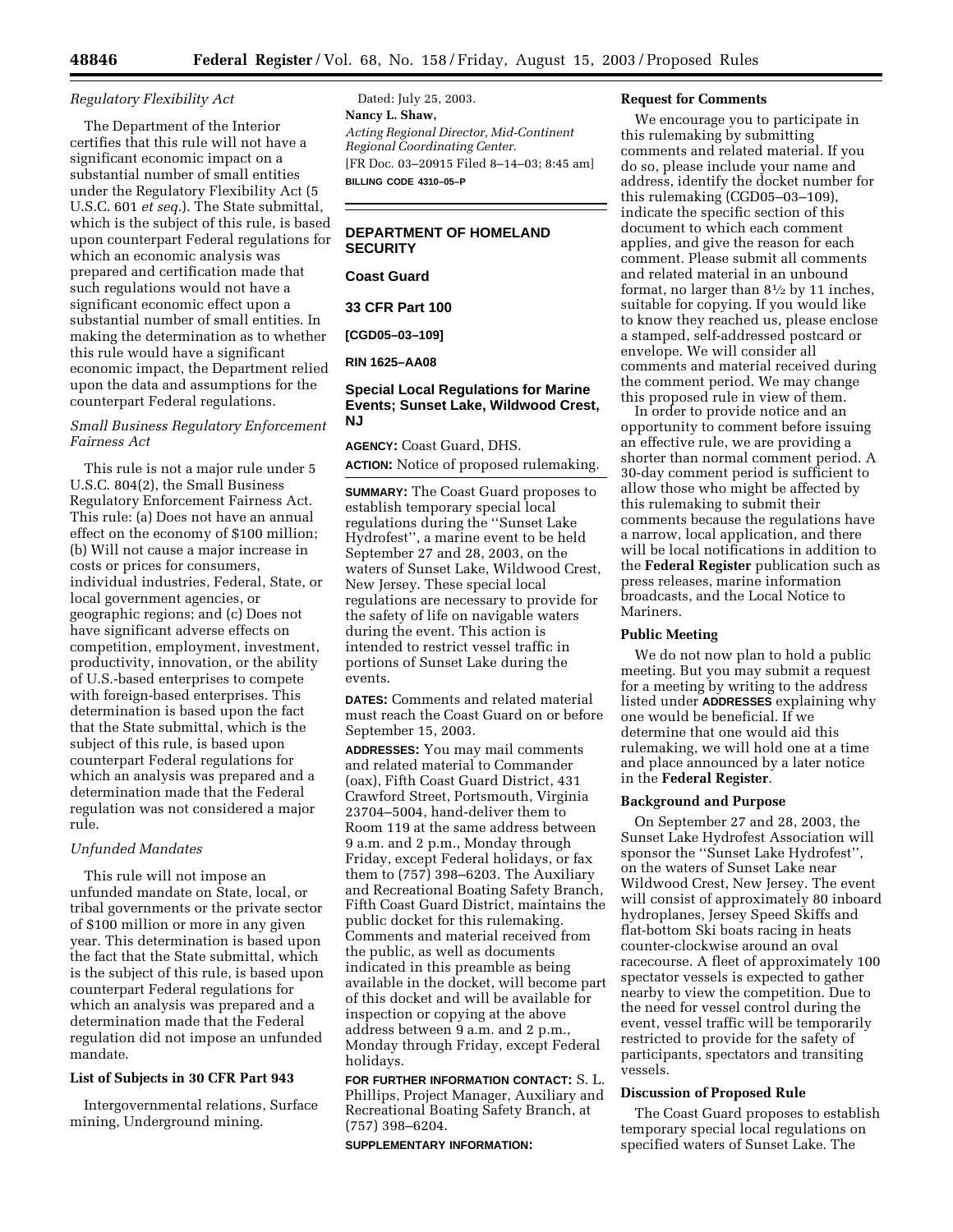*Regulatory Flexibility Act*

The Department of the Interior certifies that this rule will not have a significant economic impact on a substantial number of small entities under the Regulatory Flexibility Act (5 U.S.C. 601 *et seq.*). The State submittal, which is the subject of this rule, is based upon counterpart Federal regulations for which an economic analysis was prepared and certification made that such regulations would not have a significant economic effect upon a substantial number of small entities. In making the determination as to whether this rule would have a significant economic impact, the Department relied upon the data and assumptions for the counterpart Federal regulations.

*Small Business Regulatory Enforcement Fairness Act*

This rule is not a major rule under 5 U.S.C. 804(2), the Small Business Regulatory Enforcement Fairness Act. This rule: (a) Does not have an annual effect on the economy of $100 million; (b) Will not cause a major increase in costs or prices for consumers, individual industries, Federal, State, or local government agencies, or geographic regions; and (c) Does not have significant adverse effects on competition, employment, investment, productivity, innovation, or the ability of U.S.-based enterprises to compete with foreign-based enterprises. This determination is based upon the fact that the State submittal, which is the subject of this rule, is based upon counterpart Federal regulations for which an analysis was prepared and a determination made that the Federal regulation was not considered a major rule.

*Unfunded Mandates*

This rule will not impose an unfunded mandate on State, local, or tribal governments or the private sector of $100 million or more in any given year. This determination is based upon the fact that the State submittal, which is the subject of this rule, is based upon counterpart Federal regulations for which an analysis was prepared and a determination made that the Federal regulation did not impose an unfunded mandate.

**List of Subjects in 30 CFR Part 943**

Intergovernmental relations, Surface mining, Underground mining.

Dated: July 25, 2003.

**Nancy L. Shaw,**

*Acting Regional Director, Mid-Continent Regional Coordinating Center.*

[FR Doc. 03–20915 Filed 8–14–03; 8:45 am]

**BILLING CODE 4310–05–P**

## DEPARTMENT OF HOMELAND SECURITY

### Coast Guard

### 33 CFR Part 100

**[CGD05–03–109]**

**RIN 1625–AA08**

## Special Local Regulations for Marine Events; Sunset Lake, Wildwood Crest, NJ

**AGENCY:** Coast Guard, DHS.

**ACTION:** Notice of proposed rulemaking.

**SUMMARY:** The Coast Guard proposes to establish temporary special local regulations during the ''Sunset Lake Hydrofest'', a marine event to be held September 27 and 28, 2003, on the waters of Sunset Lake, Wildwood Crest, New Jersey. These special local regulations are necessary to provide for the safety of life on navigable waters during the event. This action is intended to restrict vessel traffic in portions of Sunset Lake during the events.

**DATES:** Comments and related material must reach the Coast Guard on or before September 15, 2003.

**ADDRESSES:** You may mail comments and related material to Commander (oax), Fifth Coast Guard District, 431 Crawford Street, Portsmouth, Virginia 23704–5004, hand-deliver them to Room 119 at the same address between 9 a.m. and 2 p.m., Monday through Friday, except Federal holidays, or fax them to (757) 398–6203. The Auxiliary and Recreational Boating Safety Branch, Fifth Coast Guard District, maintains the public docket for this rulemaking. Comments and material received from the public, as well as documents indicated in this preamble as being available in the docket, will become part of this docket and will be available for inspection or copying at the above address between 9 a.m. and 2 p.m., Monday through Friday, except Federal holidays.

**FOR FURTHER INFORMATION CONTACT:** S. L. Phillips, Project Manager, Auxiliary and Recreational Boating Safety Branch, at (757) 398–6204.

**SUPPLEMENTARY INFORMATION:**

**Request for Comments**

We encourage you to participate in this rulemaking by submitting comments and related material. If you do so, please include your name and address, identify the docket number for this rulemaking (CGD05–03–109), indicate the specific section of this document to which each comment applies, and give the reason for each comment. Please submit all comments and related material in an unbound format, no larger than 8½ by 11 inches, suitable for copying. If you would like to know they reached us, please enclose a stamped, self-addressed postcard or envelope. We will consider all comments and material received during the comment period. We may change this proposed rule in view of them.

In order to provide notice and an opportunity to comment before issuing an effective rule, we are providing a shorter than normal comment period. A 30-day comment period is sufficient to allow those who might be affected by this rulemaking to submit their comments because the regulations have a narrow, local application, and there will be local notifications in addition to the **Federal Register** publication such as press releases, marine information broadcasts, and the Local Notice to Mariners.

**Public Meeting**

We do not now plan to hold a public meeting. But you may submit a request for a meeting by writing to the address listed under **ADDRESSES** explaining why one would be beneficial. If we determine that one would aid this rulemaking, we will hold one at a time and place announced by a later notice in the **Federal Register**.

**Background and Purpose**

On September 27 and 28, 2003, the Sunset Lake Hydrofest Association will sponsor the ''Sunset Lake Hydrofest'', on the waters of Sunset Lake near Wildwood Crest, New Jersey. The event will consist of approximately 80 inboard hydroplanes, Jersey Speed Skiffs and flat-bottom Ski boats racing in heats counter-clockwise around an oval racecourse. A fleet of approximately 100 spectator vessels is expected to gather nearby to view the competition. Due to the need for vessel control during the event, vessel traffic will be temporarily restricted to provide for the safety of participants, spectators and transiting vessels.

**Discussion of Proposed Rule**

The Coast Guard proposes to establish temporary special local regulations on specified waters of Sunset Lake. The